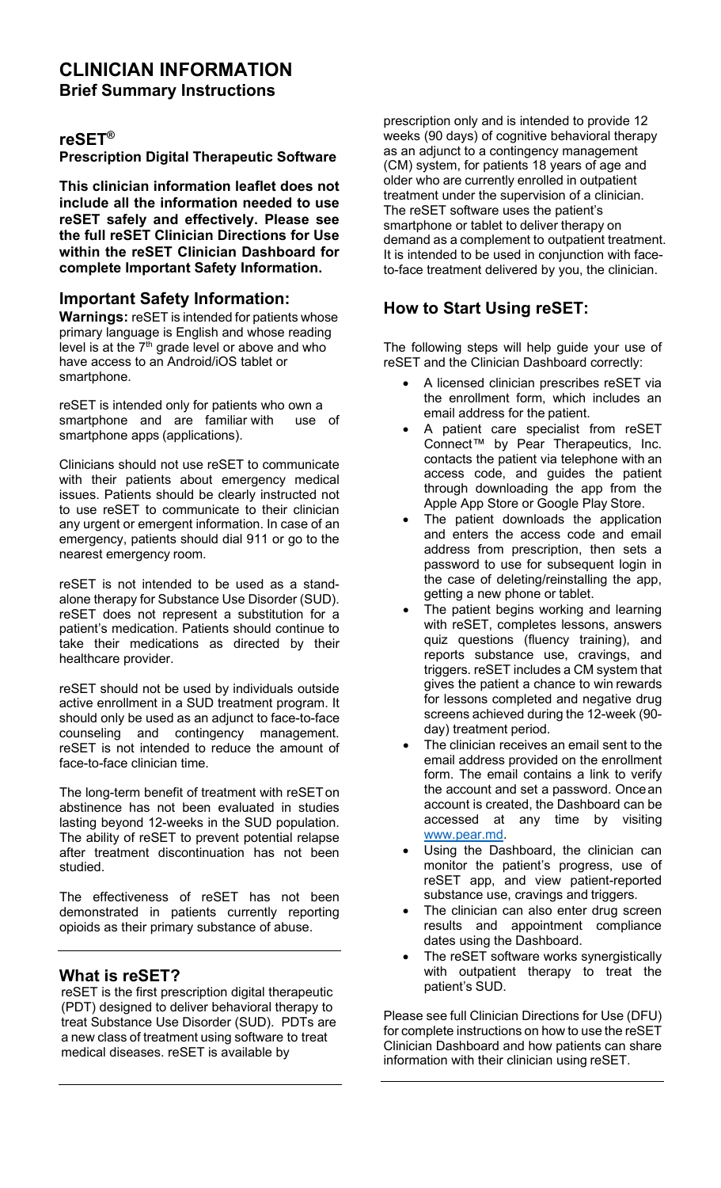# CLINICIAN INFORMATION

## Brief Summary Instructions

### reSET®

**Prescription Digital Therapeutic Software**

**This clinician information leaflet does not include all the information needed to use reSET safely and effectively. Please see the full reSET Clinician Directions for Use within the reSET Clinician Dashboard for complete Important Safety Information.**

## Important Safety Information:

**Warnings:** reSET is intended for patients whose primary language is English and whose reading level is at the 7th grade level or above and who have access to an Android/iOS tablet or smartphone.

reSET is intended only for patients who own a smartphone and are familiar with use of smartphone apps (applications).

Clinicians should not use reSET to communicate with their patients about emergency medical issues. Patients should be clearly instructed not to use reSET to communicate to their clinician any urgent or emergent information. In case of an emergency, patients should dial 911 or go to the nearest emergency room.

reSET is not intended to be used as a stand-alone therapy for Substance Use Disorder (SUD). reSET does not represent a substitution for a patient's medication. Patients should continue to take their medications as directed by their healthcare provider.

reSET should not be used by individuals outside active enrollment in a SUD treatment program. It should only be used as an adjunct to face-to-face counseling and contingency management. reSET is not intended to reduce the amount of face-to-face clinician time.

The long-term benefit of treatment with reSET on abstinence has not been evaluated in studies lasting beyond 12-weeks in the SUD population. The ability of reSET to prevent potential relapse after treatment discontinuation has not been studied.

The effectiveness of reSET has not been demonstrated in patients currently reporting opioids as their primary substance of abuse.

## What is reSET?

reSET is the first prescription digital therapeutic (PDT) designed to deliver behavioral therapy to treat Substance Use Disorder (SUD). PDTs are a new class of treatment using software to treat medical diseases. reSET is available by prescription only and is intended to provide 12 weeks (90 days) of cognitive behavioral therapy as an adjunct to a contingency management (CM) system, for patients 18 years of age and older who are currently enrolled in outpatient treatment under the supervision of a clinician. The reSET software uses the patient's smartphone or tablet to deliver therapy on demand as a complement to outpatient treatment. It is intended to be used in conjunction with face-to-face treatment delivered by you, the clinician.

## How to Start Using reSET:

The following steps will help guide your use of reSET and the Clinician Dashboard correctly:

- A licensed clinician prescribes reSET via the enrollment form, which includes an email address for the patient.
- A patient care specialist from reSET Connect™ by Pear Therapeutics, Inc. contacts the patient via telephone with an access code, and guides the patient through downloading the app from the Apple App Store or Google Play Store.
- The patient downloads the application and enters the access code and email address from prescription, then sets a password to use for subsequent login in the case of deleting/reinstalling the app, getting a new phone or tablet.
- The patient begins working and learning with reSET, completes lessons, answers quiz questions (fluency training), and reports substance use, cravings, and triggers. reSET includes a CM system that gives the patient a chance to win rewards for lessons completed and negative drug screens achieved during the 12-week (90-day) treatment period.
- The clinician receives an email sent to the email address provided on the enrollment form. The email contains a link to verify the account and set a password. Once an account is created, the Dashboard can be accessed at any time by visiting www.pear.md.
- Using the Dashboard, the clinician can monitor the patient's progress, use of reSET app, and view patient-reported substance use, cravings and triggers.
- The clinician can also enter drug screen results and appointment compliance dates using the Dashboard.
- The reSET software works synergistically with outpatient therapy to treat the patient's SUD.

Please see full Clinician Directions for Use (DFU) for complete instructions on how to use the reSET Clinician Dashboard and how patients can share information with their clinician using reSET.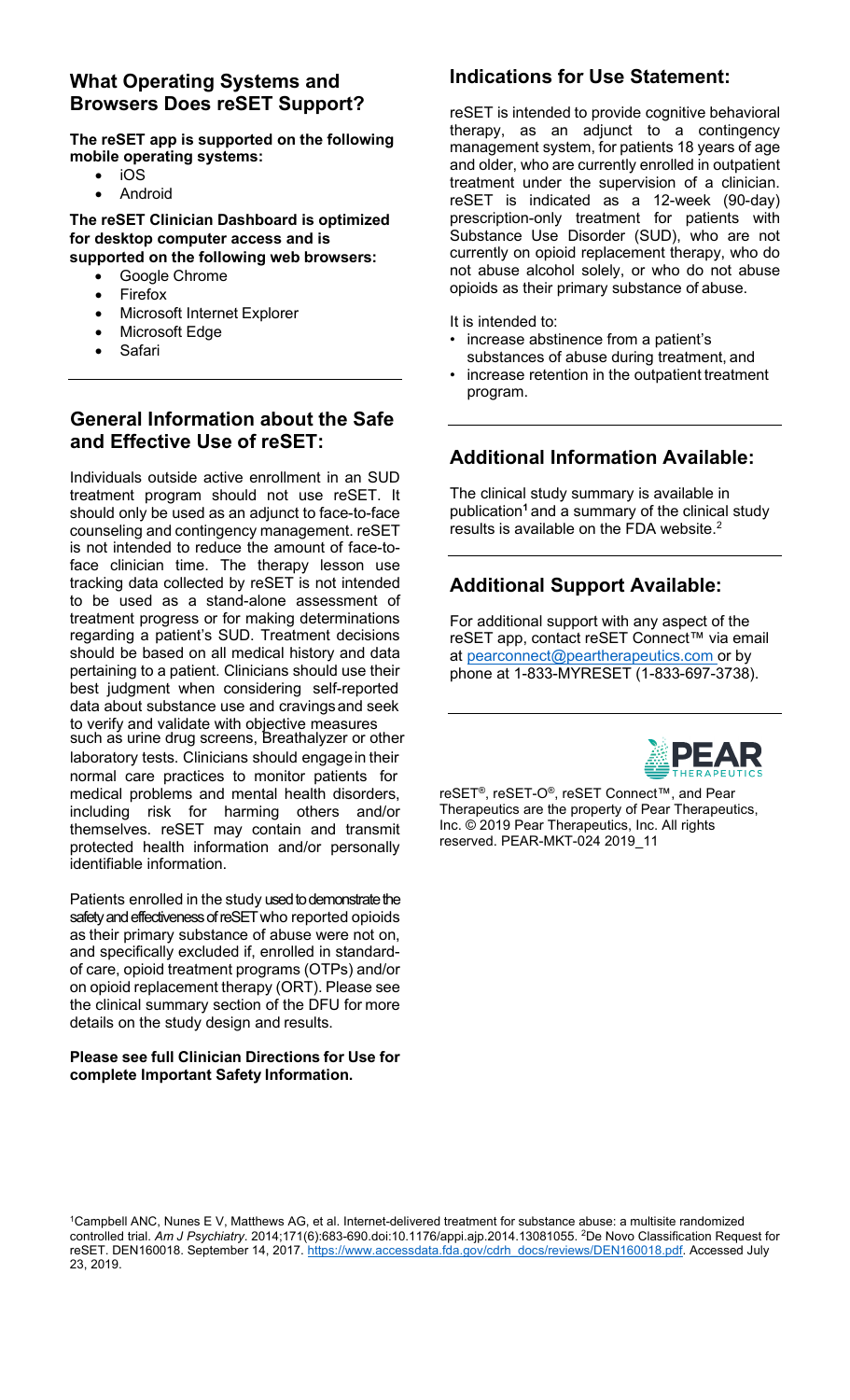## What Operating Systems and Browsers Does reSET Support?

**The reSET app is supported on the following mobile operating systems:**

- iOS
- Android

**The reSET Clinician Dashboard is optimized for desktop computer access and is supported on the following web browsers:**

- Google Chrome
- Firefox
- Microsoft Internet Explorer
- Microsoft Edge
- Safari

## General Information about the Safe and Effective Use of reSET:

Individuals outside active enrollment in an SUD treatment program should not use reSET. It should only be used as an adjunct to face-to-face counseling and contingency management. reSET is not intended to reduce the amount of face-to-face clinician time. The therapy lesson use tracking data collected by reSET is not intended to be used as a stand-alone assessment of treatment progress or for making determinations regarding a patient's SUD. Treatment decisions should be based on all medical history and data pertaining to a patient. Clinicians should use their best judgment when considering self-reported data about substance use and cravings and seek to verify and validate with objective measures such as urine drug screens, Breathalyzer or other laboratory tests. Clinicians should engage in their normal care practices to monitor patients for medical problems and mental health disorders, including risk for harming others and/or themselves. reSET may contain and transmit protected health information and/or personally identifiable information.

Patients enrolled in the study used to demonstrate the safety and effectiveness of reSET who reported opioids as their primary substance of abuse were not on, and specifically excluded if, enrolled in standard-of care, opioid treatment programs (OTPs) and/or on opioid replacement therapy (ORT). Please see the clinical summary section of the DFU for more details on the study design and results.

**Please see full Clinician Directions for Use for complete Important Safety Information.**

## Indications for Use Statement:

reSET is intended to provide cognitive behavioral therapy, as an adjunct to a contingency management system, for patients 18 years of age and older, who are currently enrolled in outpatient treatment under the supervision of a clinician. reSET is indicated as a 12-week (90-day) prescription-only treatment for patients with Substance Use Disorder (SUD), who are not currently on opioid replacement therapy, who do not abuse alcohol solely, or who do not abuse opioids as their primary substance of abuse.

It is intended to:

- increase abstinence from a patient's substances of abuse during treatment, and
- increase retention in the outpatient treatment program.

## Additional Information Available:

The clinical study summary is available in publication[1] and a summary of the clinical study results is available on the FDA website.[2]

## Additional Support Available:

For additional support with any aspect of the reSET app, contact reSET Connect™ via email at pearconnect@peartherapeutics.com or by phone at 1-833-MYRESET (1-833-697-3738).

PEAR THERAPEUTICS

reSET®, reSET-O®, reSET Connect™, and Pear Therapeutics are the property of Pear Therapeutics, Inc. © 2019 Pear Therapeutics, Inc. All rights reserved. PEAR-MKT-024 2019_11

[1]Campbell ANC, Nunes E V, Matthews AG, et al. Internet-delivered treatment for substance abuse: a multisite randomized controlled trial. *Am J Psychiatry*. 2014;171(6):683-690.doi:10.1176/appi.ajp.2014.13081055. [2]De Novo Classification Request for reSET. DEN160018. September 14, 2017. https://www.accessdata.fda.gov/cdrh_docs/reviews/DEN160018.pdf. Accessed July 23, 2019.